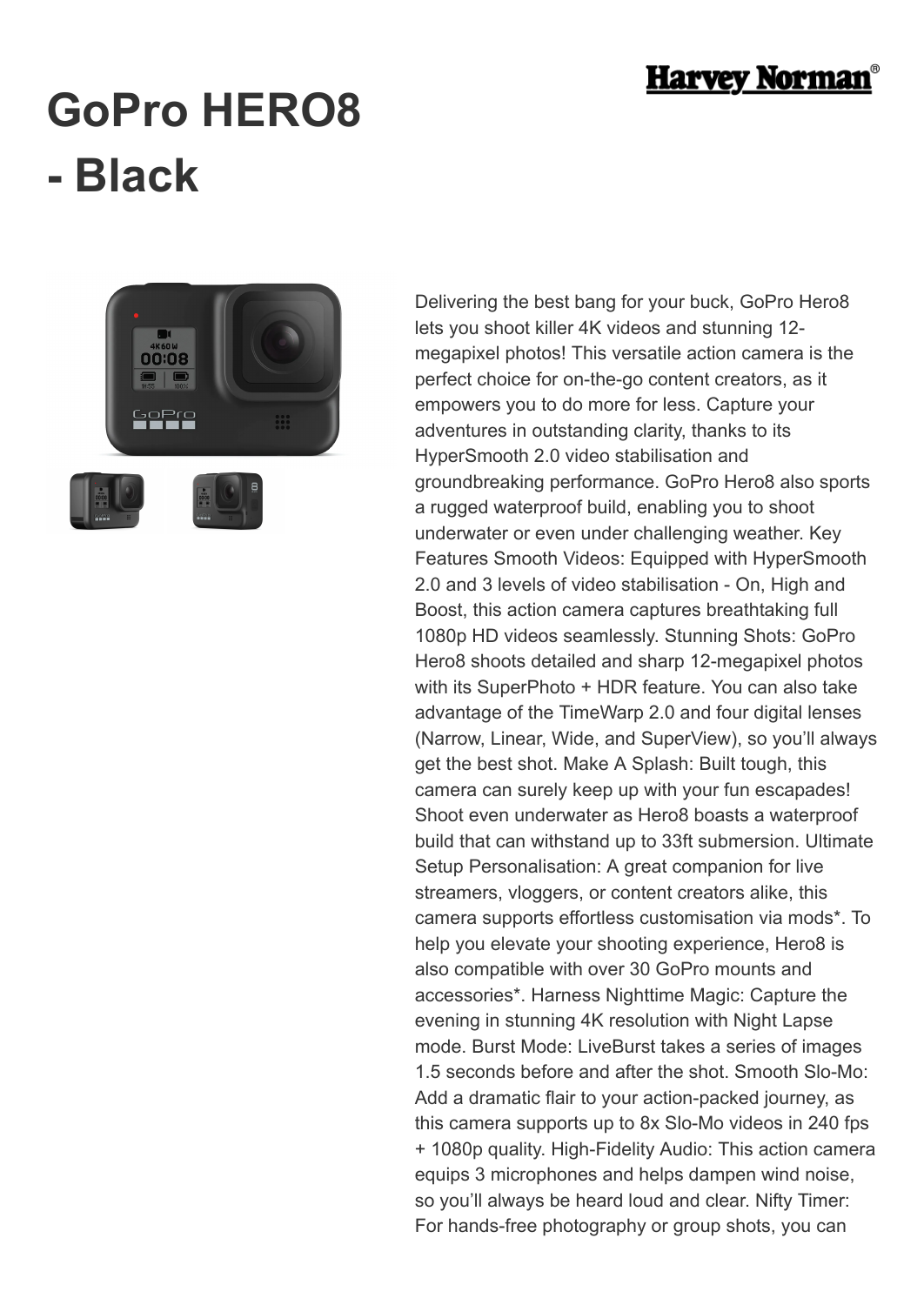# GoPro HERO8 - Black

Delivering the best bang for your buck, GoPro Hero8 lets you shoot killer 4K videos and stunning 12-megapixel photos! This versatile action camera is the perfect choice for on-the-go content creators, as it empowers you to do more for less. Capture your adventures in outstanding clarity, thanks to its HyperSmooth 2.0 video stabilisation and groundbreaking performance. GoPro Hero8 also sports a rugged waterproof build, enabling you to shoot underwater or even under challenging weather. Key Features Smooth Videos: Equipped with HyperSmooth 2.0 and 3 levels of video stabilisation - On, High and Boost, this action camera captures breathtaking full 1080p HD videos seamlessly. Stunning Shots: GoPro Hero8 shoots detailed and sharp 12-megapixel photos with its SuperPhoto + HDR feature. You can also take advantage of the TimeWarp 2.0 and four digital lenses (Narrow, Linear, Wide, and SuperView), so you'll always get the best shot. Make A Splash: Built tough, this camera can surely keep up with your fun escapades! Shoot even underwater as Hero8 boasts a waterproof build that can withstand up to 33ft submersion. Ultimate Setup Personalisation: A great companion for live streamers, vloggers, or content creators alike, this camera supports effortless customisation via mods*. To help you elevate your shooting experience, Hero8 is also compatible with over 30 GoPro mounts and accessories*. Harness Nighttime Magic: Capture the evening in stunning 4K resolution with Night Lapse mode. Burst Mode: LiveBurst takes a series of images 1.5 seconds before and after the shot. Smooth Slo-Mo: Add a dramatic flair to your action-packed journey, as this camera supports up to 8x Slo-Mo videos in 240 fps + 1080p quality. High-Fidelity Audio: This action camera equips 3 microphones and helps dampen wind noise, so you'll always be heard loud and clear. Nifty Timer: For hands-free photography or group shots, you can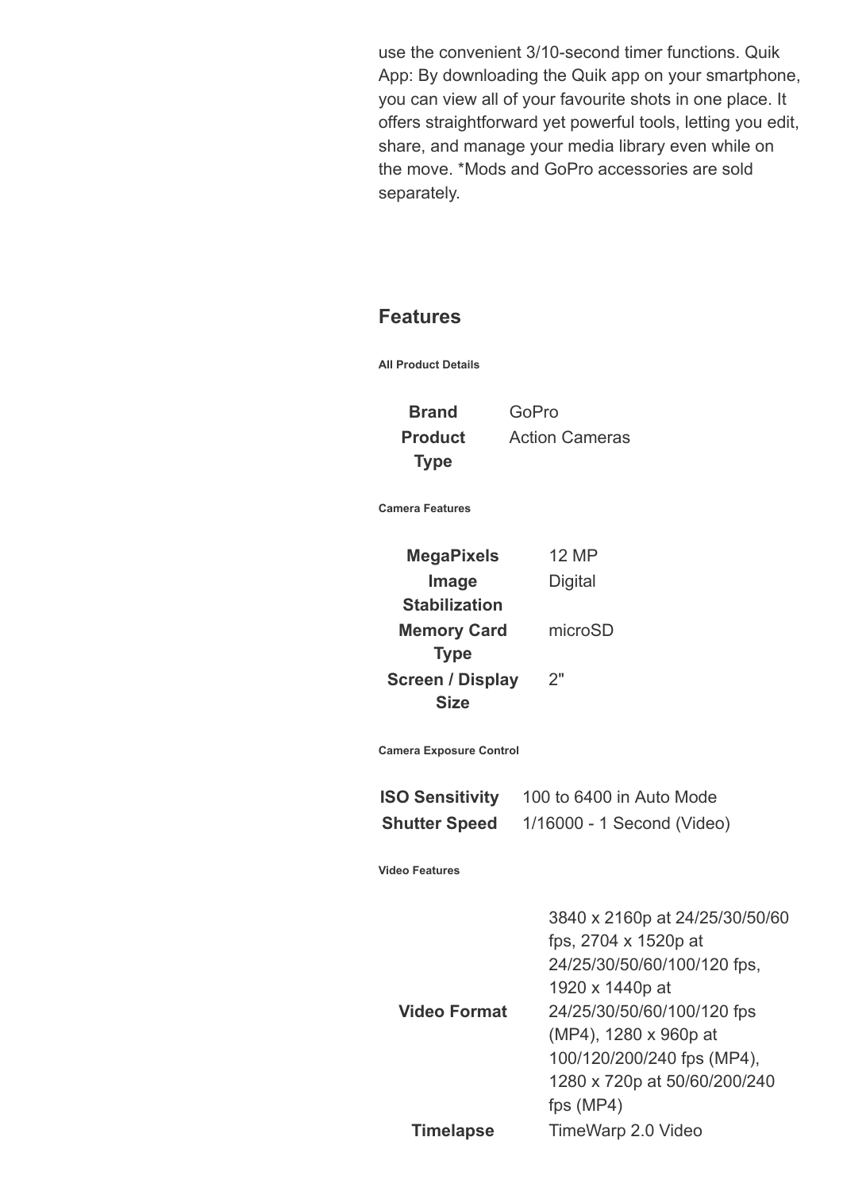use the convenient 3/10-second timer functions. Quik App: By downloading the Quik app on your smartphone, you can view all of your favourite shots in one place. It offers straightforward yet powerful tools, letting you edit, share, and manage your media library even while on the move. *Mods and GoPro accessories are sold separately.

## Features

#### All Product Details

| | |
|---|---|
| **Brand** | GoPro |
| **Product Type** | Action Cameras |

#### Camera Features

| | |
|---|---|
| **MegaPixels** | 12 MP |
| **Image Stabilization** | Digital |
| **Memory Card Type** | microSD |
| **Screen / Display Size** | 2" |

#### Camera Exposure Control

| | |
|---|---|
| **ISO Sensitivity** | 100 to 6400 in Auto Mode |
| **Shutter Speed** | 1/16000 - 1 Second (Video) |

#### Video Features

| | |
|---|---|
| **Video Format** | 3840 x 2160p at 24/25/30/50/60 fps, 2704 x 1520p at 24/25/30/50/60/100/120 fps, 1920 x 1440p at 24/25/30/50/60/100/120 fps (MP4), 1280 x 960p at 100/120/200/240 fps (MP4), 1280 x 720p at 50/60/200/240 fps (MP4) |
| **Timelapse** | TimeWarp 2.0 Video |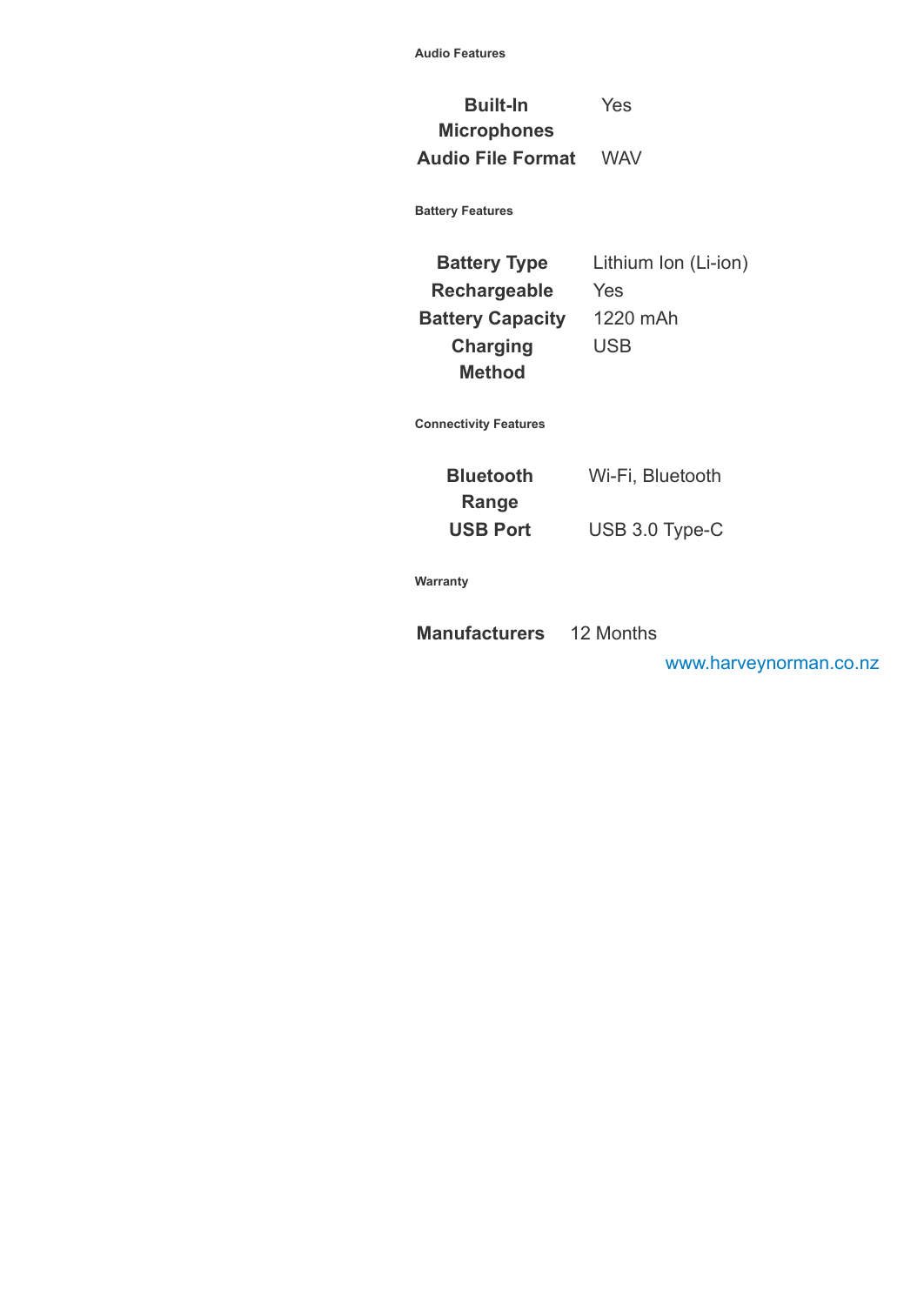#### Audio Features

| | |
|---|---|
| **Built-In Microphones** | Yes |
| **Audio File Format** | WAV |

#### Battery Features

| | |
|---|---|
| **Battery Type** | Lithium Ion (Li-ion) |
| **Rechargeable** | Yes |
| **Battery Capacity** | 1220 mAh |
| **Charging Method** | USB |

#### Connectivity Features

| | |
|---|---|
| **Bluetooth Range** | Wi-Fi, Bluetooth |
| **USB Port** | USB 3.0 Type-C |

#### Warranty

| | |
|---|---|
| **Manufacturers** | 12 Months |

www.harveynorman.co.nz